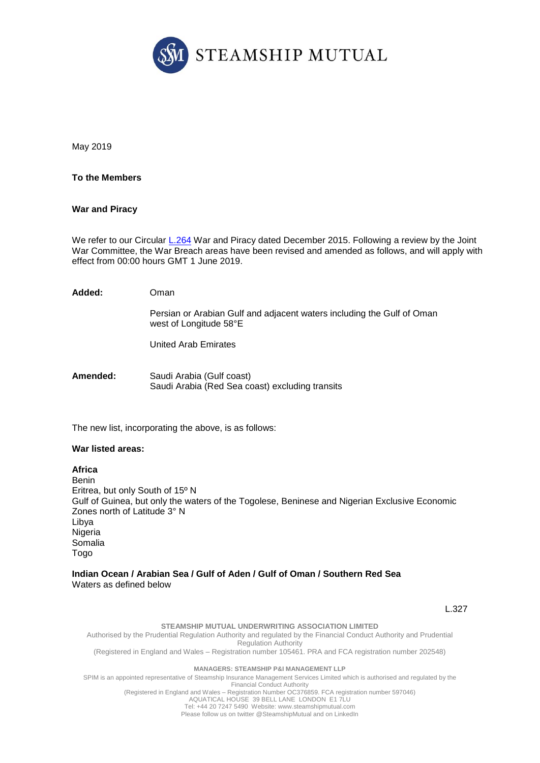STEAMSHIP MUTUAL

May 2019

**To the Members**

**War and Piracy**

We refer to our Circular L.264 War and Piracy dated December 2015. Following a review by the Joint War Committee, the War Breach areas have been revised and amended as follows, and will apply with effect from 00:00 hours GMT 1 June 2019.

**Added:** Oman

Persian or Arabian Gulf and adjacent waters including the Gulf of Oman west of Longitude 58°E

United Arab Emirates

**Amended:** Saudi Arabia (Gulf coast)
Saudi Arabia (Red Sea coast) excluding transits

The new list, incorporating the above, is as follows:

**War listed areas:**

**Africa**
Benin
Eritrea, but only South of 15º N
Gulf of Guinea, but only the waters of the Togolese, Beninese and Nigerian Exclusive Economic Zones north of Latitude 3° N
Libya
Nigeria
Somalia
Togo

**Indian Ocean / Arabian Sea / Gulf of Aden / Gulf of Oman / Southern Red Sea**
Waters as defined below

L.327

**STEAMSHIP MUTUAL UNDERWRITING ASSOCIATION LIMITED**
Authorised by the Prudential Regulation Authority and regulated by the Financial Conduct Authority and Prudential Regulation Authority
(Registered in England and Wales – Registration number 105461. PRA and FCA registration number 202548)

**MANAGERS: STEAMSHIP P&I MANAGEMENT LLP**
SPIM is an appointed representative of Steamship Insurance Management Services Limited which is authorised and regulated by the Financial Conduct Authority
(Registered in England and Wales – Registration Number OC376859. FCA registration number 597046)
AQUATICAL HOUSE 39 BELL LANE LONDON E1 7LU
Tel: +44 20 7247 5490 Website: www.steamshipmutual.com
Please follow us on twitter @SteamshipMutual and on LinkedIn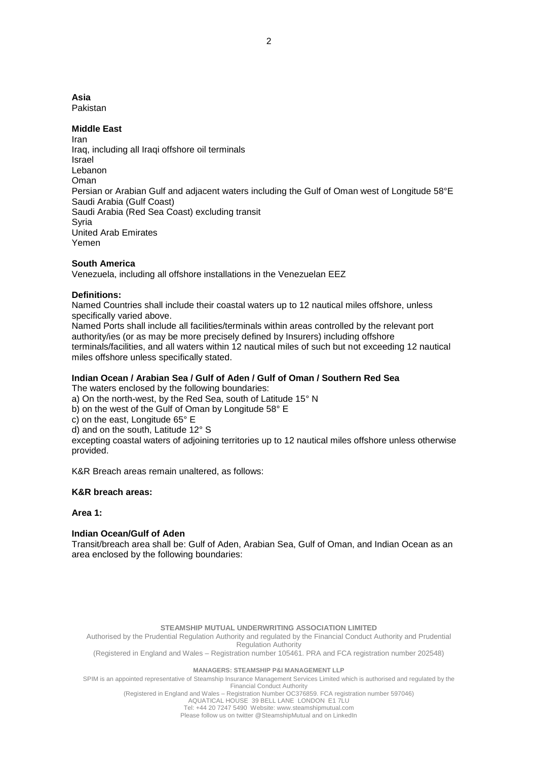**Asia**
Pakistan

**Middle East**
Iran
Iraq, including all Iraqi offshore oil terminals
Israel
Lebanon
Oman
Persian or Arabian Gulf and adjacent waters including the Gulf of Oman west of Longitude 58°E
Saudi Arabia (Gulf Coast)
Saudi Arabia (Red Sea Coast) excluding transit
Syria
United Arab Emirates
Yemen

**South America**
Venezuela, including all offshore installations in the Venezuelan EEZ

**Definitions:**
Named Countries shall include their coastal waters up to 12 nautical miles offshore, unless specifically varied above.
Named Ports shall include all facilities/terminals within areas controlled by the relevant port authority/ies (or as may be more precisely defined by Insurers) including offshore terminals/facilities, and all waters within 12 nautical miles of such but not exceeding 12 nautical miles offshore unless specifically stated.

**Indian Ocean / Arabian Sea / Gulf of Aden / Gulf of Oman / Southern Red Sea**
The waters enclosed by the following boundaries:
a) On the north-west, by the Red Sea, south of Latitude 15° N
b) on the west of the Gulf of Oman by Longitude 58° E
c) on the east, Longitude 65° E
d) and on the south, Latitude 12° S
excepting coastal waters of adjoining territories up to 12 nautical miles offshore unless otherwise provided.

K&R Breach areas remain unaltered, as follows:

**K&R breach areas:**

**Area 1:**

**Indian Ocean/Gulf of Aden**
Transit/breach area shall be: Gulf of Aden, Arabian Sea, Gulf of Oman, and Indian Ocean as an area enclosed by the following boundaries: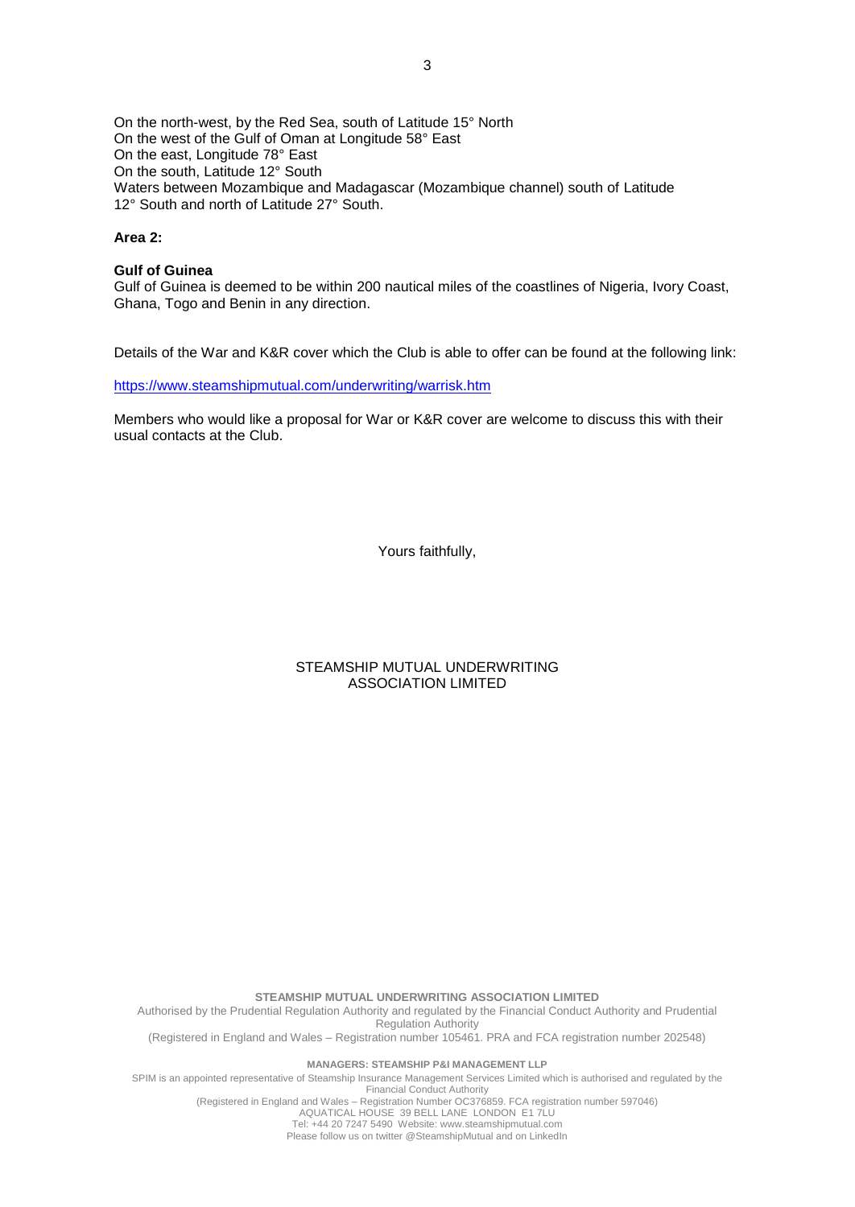On the north-west, by the Red Sea, south of Latitude 15° North
On the west of the Gulf of Oman at Longitude 58° East
On the east, Longitude 78° East
On the south, Latitude 12° South
Waters between Mozambique and Madagascar (Mozambique channel) south of Latitude 12° South and north of Latitude 27° South.

**Area 2:**

**Gulf of Guinea**
Gulf of Guinea is deemed to be within 200 nautical miles of the coastlines of Nigeria, Ivory Coast, Ghana, Togo and Benin in any direction.

Details of the War and K&R cover which the Club is able to offer can be found at the following link:

https://www.steamshipmutual.com/underwriting/warrisk.htm

Members who would like a proposal for War or K&R cover are welcome to discuss this with their usual contacts at the Club.

Yours faithfully,

STEAMSHIP MUTUAL UNDERWRITING ASSOCIATION LIMITED

**STEAMSHIP MUTUAL UNDERWRITING ASSOCIATION LIMITED**
Authorised by the Prudential Regulation Authority and regulated by the Financial Conduct Authority and Prudential Regulation Authority
(Registered in England and Wales – Registration number 105461. PRA and FCA registration number 202548)

**MANAGERS: STEAMSHIP P&I MANAGEMENT LLP**
SPIM is an appointed representative of Steamship Insurance Management Services Limited which is authorised and regulated by the Financial Conduct Authority
(Registered in England and Wales – Registration Number OC376859. FCA registration number 597046)
AQUATICAL HOUSE 39 BELL LANE LONDON E1 7LU
Tel: +44 20 7247 5490 Website: www.steamshipmutual.com
Please follow us on twitter @SteamshipMutual and on LinkedIn